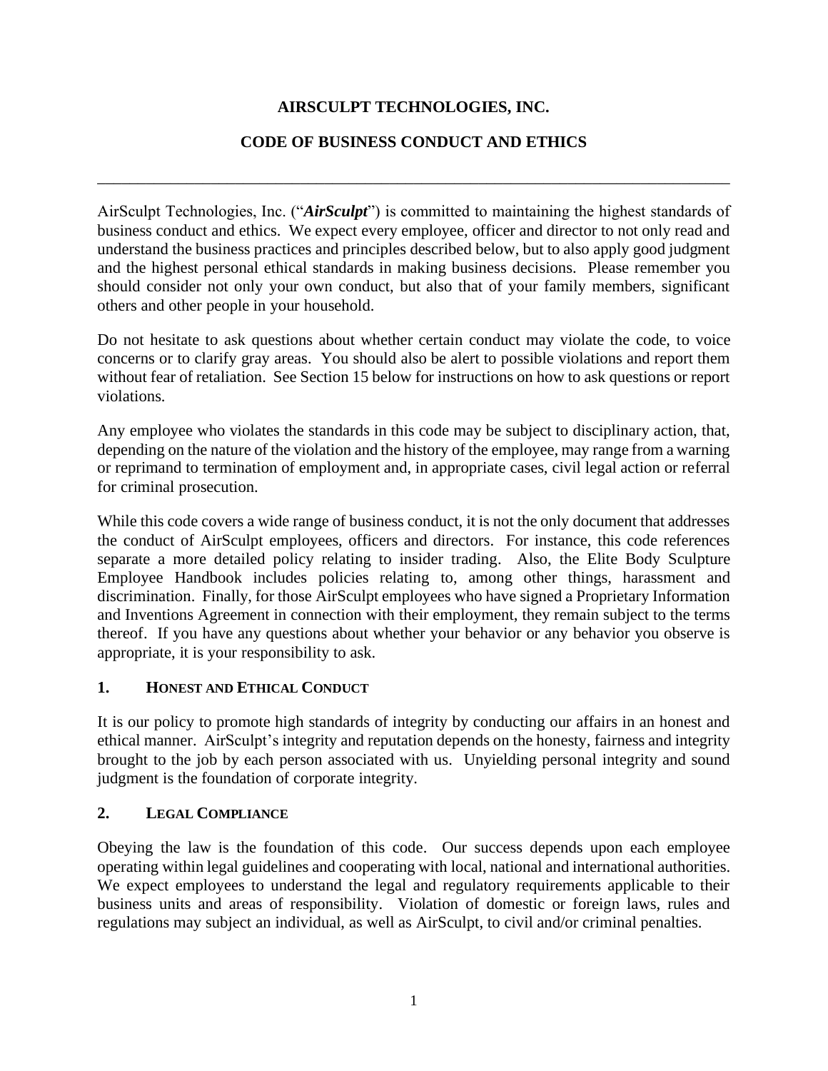# AIRSCULPT TECHNOLOGIES, INC.

## CODE OF BUSINESS CONDUCT AND ETHICS

---

AirSculpt Technologies, Inc. ("***AirSculpt***") is committed to maintaining the highest standards of business conduct and ethics. We expect every employee, officer and director to not only read and understand the business practices and principles described below, but to also apply good judgment and the highest personal ethical standards in making business decisions. Please remember you should consider not only your own conduct, but also that of your family members, significant others and other people in your household.

Do not hesitate to ask questions about whether certain conduct may violate the code, to voice concerns or to clarify gray areas. You should also be alert to possible violations and report them without fear of retaliation. See Section 15 below for instructions on how to ask questions or report violations.

Any employee who violates the standards in this code may be subject to disciplinary action, that, depending on the nature of the violation and the history of the employee, may range from a warning or reprimand to termination of employment and, in appropriate cases, civil legal action or referral for criminal prosecution.

While this code covers a wide range of business conduct, it is not the only document that addresses the conduct of AirSculpt employees, officers and directors. For instance, this code references separate a more detailed policy relating to insider trading. Also, the Elite Body Sculpture Employee Handbook includes policies relating to, among other things, harassment and discrimination. Finally, for those AirSculpt employees who have signed a Proprietary Information and Inventions Agreement in connection with their employment, they remain subject to the terms thereof. If you have any questions about whether your behavior or any behavior you observe is appropriate, it is your responsibility to ask.

### 1. HONEST AND ETHICAL CONDUCT

It is our policy to promote high standards of integrity by conducting our affairs in an honest and ethical manner. AirSculpt's integrity and reputation depends on the honesty, fairness and integrity brought to the job by each person associated with us. Unyielding personal integrity and sound judgment is the foundation of corporate integrity.

### 2. LEGAL COMPLIANCE

Obeying the law is the foundation of this code. Our success depends upon each employee operating within legal guidelines and cooperating with local, national and international authorities. We expect employees to understand the legal and regulatory requirements applicable to their business units and areas of responsibility. Violation of domestic or foreign laws, rules and regulations may subject an individual, as well as AirSculpt, to civil and/or criminal penalties.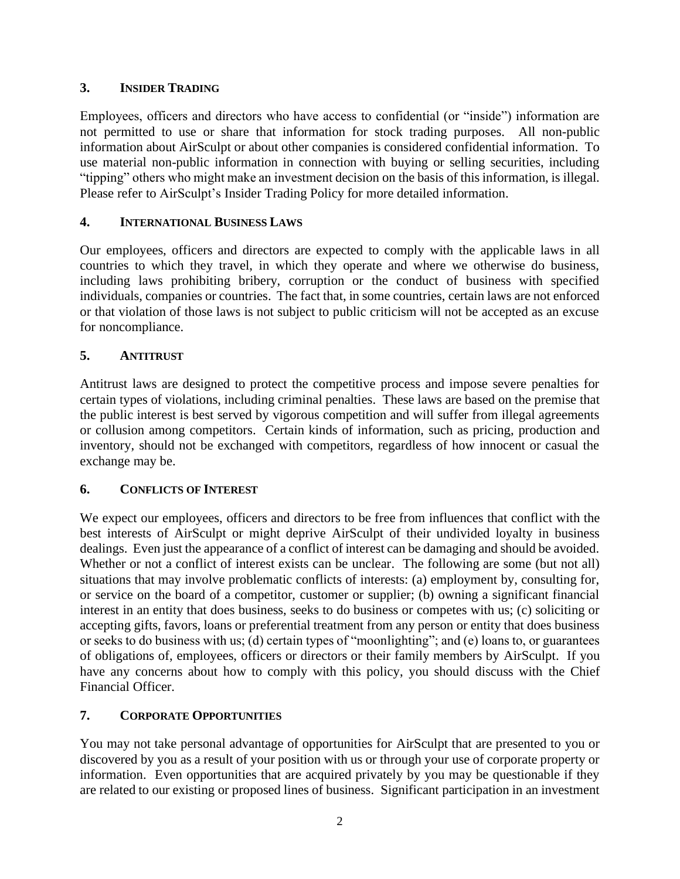## 3. INSIDER TRADING

Employees, officers and directors who have access to confidential (or "inside") information are not permitted to use or share that information for stock trading purposes. All non-public information about AirSculpt or about other companies is considered confidential information. To use material non-public information in connection with buying or selling securities, including "tipping" others who might make an investment decision on the basis of this information, is illegal. Please refer to AirSculpt's Insider Trading Policy for more detailed information.

## 4. INTERNATIONAL BUSINESS LAWS

Our employees, officers and directors are expected to comply with the applicable laws in all countries to which they travel, in which they operate and where we otherwise do business, including laws prohibiting bribery, corruption or the conduct of business with specified individuals, companies or countries. The fact that, in some countries, certain laws are not enforced or that violation of those laws is not subject to public criticism will not be accepted as an excuse for noncompliance.

## 5. ANTITRUST

Antitrust laws are designed to protect the competitive process and impose severe penalties for certain types of violations, including criminal penalties. These laws are based on the premise that the public interest is best served by vigorous competition and will suffer from illegal agreements or collusion among competitors. Certain kinds of information, such as pricing, production and inventory, should not be exchanged with competitors, regardless of how innocent or casual the exchange may be.

## 6. CONFLICTS OF INTEREST

We expect our employees, officers and directors to be free from influences that conflict with the best interests of AirSculpt or might deprive AirSculpt of their undivided loyalty in business dealings. Even just the appearance of a conflict of interest can be damaging and should be avoided. Whether or not a conflict of interest exists can be unclear. The following are some (but not all) situations that may involve problematic conflicts of interests: (a) employment by, consulting for, or service on the board of a competitor, customer or supplier; (b) owning a significant financial interest in an entity that does business, seeks to do business or competes with us; (c) soliciting or accepting gifts, favors, loans or preferential treatment from any person or entity that does business or seeks to do business with us; (d) certain types of "moonlighting"; and (e) loans to, or guarantees of obligations of, employees, officers or directors or their family members by AirSculpt. If you have any concerns about how to comply with this policy, you should discuss with the Chief Financial Officer.

## 7. CORPORATE OPPORTUNITIES

You may not take personal advantage of opportunities for AirSculpt that are presented to you or discovered by you as a result of your position with us or through your use of corporate property or information. Even opportunities that are acquired privately by you may be questionable if they are related to our existing or proposed lines of business. Significant participation in an investment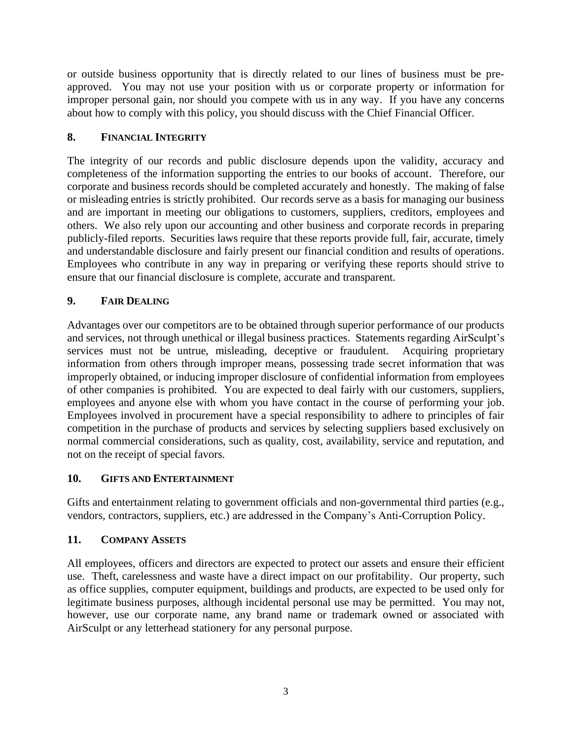or outside business opportunity that is directly related to our lines of business must be pre-approved. You may not use your position with us or corporate property or information for improper personal gain, nor should you compete with us in any way. If you have any concerns about how to comply with this policy, you should discuss with the Chief Financial Officer.

## 8. FINANCIAL INTEGRITY

The integrity of our records and public disclosure depends upon the validity, accuracy and completeness of the information supporting the entries to our books of account. Therefore, our corporate and business records should be completed accurately and honestly. The making of false or misleading entries is strictly prohibited. Our records serve as a basis for managing our business and are important in meeting our obligations to customers, suppliers, creditors, employees and others. We also rely upon our accounting and other business and corporate records in preparing publicly-filed reports. Securities laws require that these reports provide full, fair, accurate, timely and understandable disclosure and fairly present our financial condition and results of operations. Employees who contribute in any way in preparing or verifying these reports should strive to ensure that our financial disclosure is complete, accurate and transparent.

## 9. FAIR DEALING

Advantages over our competitors are to be obtained through superior performance of our products and services, not through unethical or illegal business practices. Statements regarding AirSculpt's services must not be untrue, misleading, deceptive or fraudulent. Acquiring proprietary information from others through improper means, possessing trade secret information that was improperly obtained, or inducing improper disclosure of confidential information from employees of other companies is prohibited. You are expected to deal fairly with our customers, suppliers, employees and anyone else with whom you have contact in the course of performing your job. Employees involved in procurement have a special responsibility to adhere to principles of fair competition in the purchase of products and services by selecting suppliers based exclusively on normal commercial considerations, such as quality, cost, availability, service and reputation, and not on the receipt of special favors.

## 10. GIFTS AND ENTERTAINMENT

Gifts and entertainment relating to government officials and non-governmental third parties (e.g., vendors, contractors, suppliers, etc.) are addressed in the Company's Anti-Corruption Policy.

## 11. COMPANY ASSETS

All employees, officers and directors are expected to protect our assets and ensure their efficient use. Theft, carelessness and waste have a direct impact on our profitability. Our property, such as office supplies, computer equipment, buildings and products, are expected to be used only for legitimate business purposes, although incidental personal use may be permitted. You may not, however, use our corporate name, any brand name or trademark owned or associated with AirSculpt or any letterhead stationery for any personal purpose.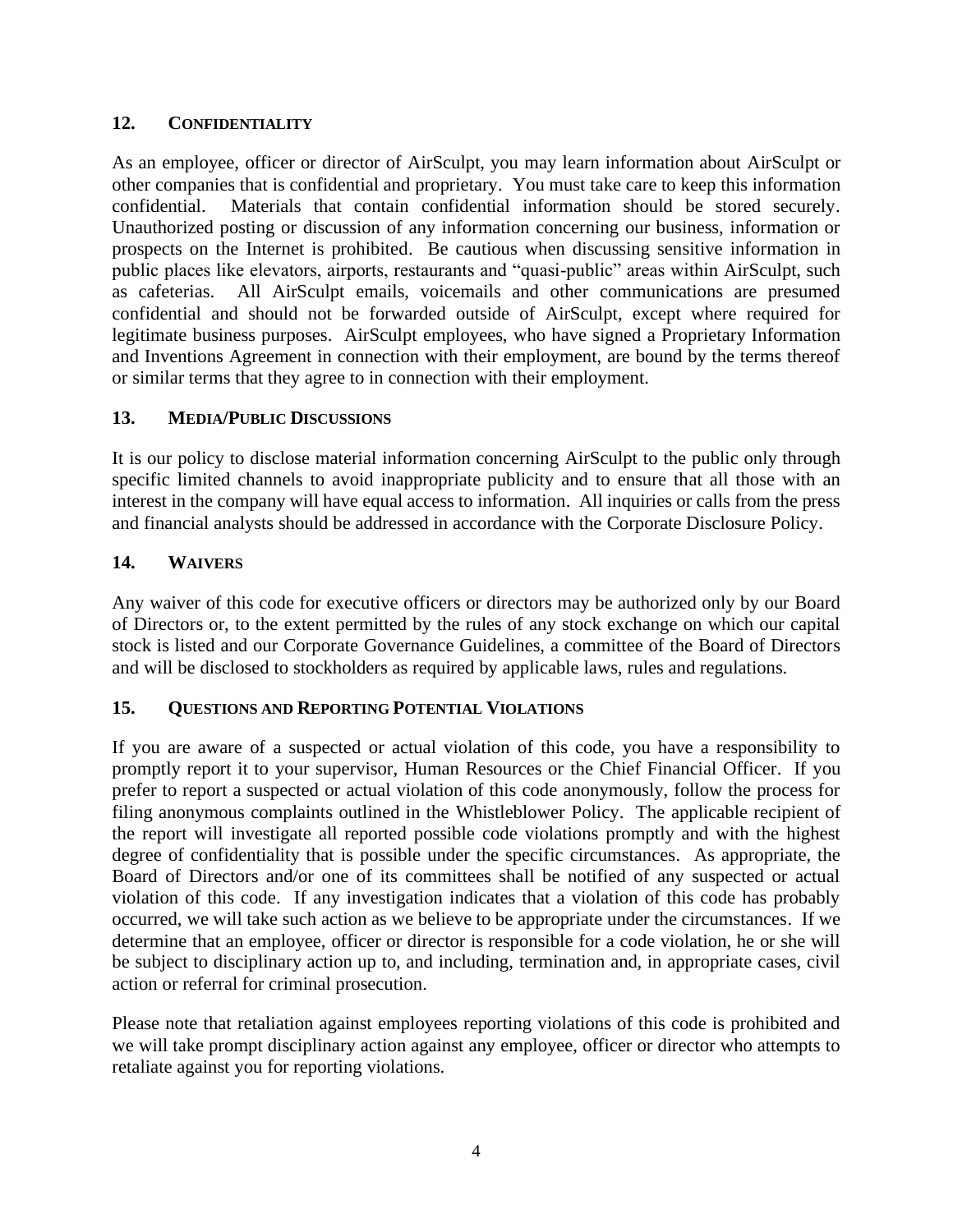## 12. Confidentiality

As an employee, officer or director of AirSculpt, you may learn information about AirSculpt or other companies that is confidential and proprietary. You must take care to keep this information confidential. Materials that contain confidential information should be stored securely. Unauthorized posting or discussion of any information concerning our business, information or prospects on the Internet is prohibited. Be cautious when discussing sensitive information in public places like elevators, airports, restaurants and "quasi-public" areas within AirSculpt, such as cafeterias. All AirSculpt emails, voicemails and other communications are presumed confidential and should not be forwarded outside of AirSculpt, except where required for legitimate business purposes. AirSculpt employees, who have signed a Proprietary Information and Inventions Agreement in connection with their employment, are bound by the terms thereof or similar terms that they agree to in connection with their employment.

## 13. Media/Public Discussions

It is our policy to disclose material information concerning AirSculpt to the public only through specific limited channels to avoid inappropriate publicity and to ensure that all those with an interest in the company will have equal access to information. All inquiries or calls from the press and financial analysts should be addressed in accordance with the Corporate Disclosure Policy.

## 14. Waivers

Any waiver of this code for executive officers or directors may be authorized only by our Board of Directors or, to the extent permitted by the rules of any stock exchange on which our capital stock is listed and our Corporate Governance Guidelines, a committee of the Board of Directors and will be disclosed to stockholders as required by applicable laws, rules and regulations.

## 15. Questions and Reporting Potential Violations

If you are aware of a suspected or actual violation of this code, you have a responsibility to promptly report it to your supervisor, Human Resources or the Chief Financial Officer. If you prefer to report a suspected or actual violation of this code anonymously, follow the process for filing anonymous complaints outlined in the Whistleblower Policy. The applicable recipient of the report will investigate all reported possible code violations promptly and with the highest degree of confidentiality that is possible under the specific circumstances. As appropriate, the Board of Directors and/or one of its committees shall be notified of any suspected or actual violation of this code. If any investigation indicates that a violation of this code has probably occurred, we will take such action as we believe to be appropriate under the circumstances. If we determine that an employee, officer or director is responsible for a code violation, he or she will be subject to disciplinary action up to, and including, termination and, in appropriate cases, civil action or referral for criminal prosecution.

Please note that retaliation against employees reporting violations of this code is prohibited and we will take prompt disciplinary action against any employee, officer or director who attempts to retaliate against you for reporting violations.